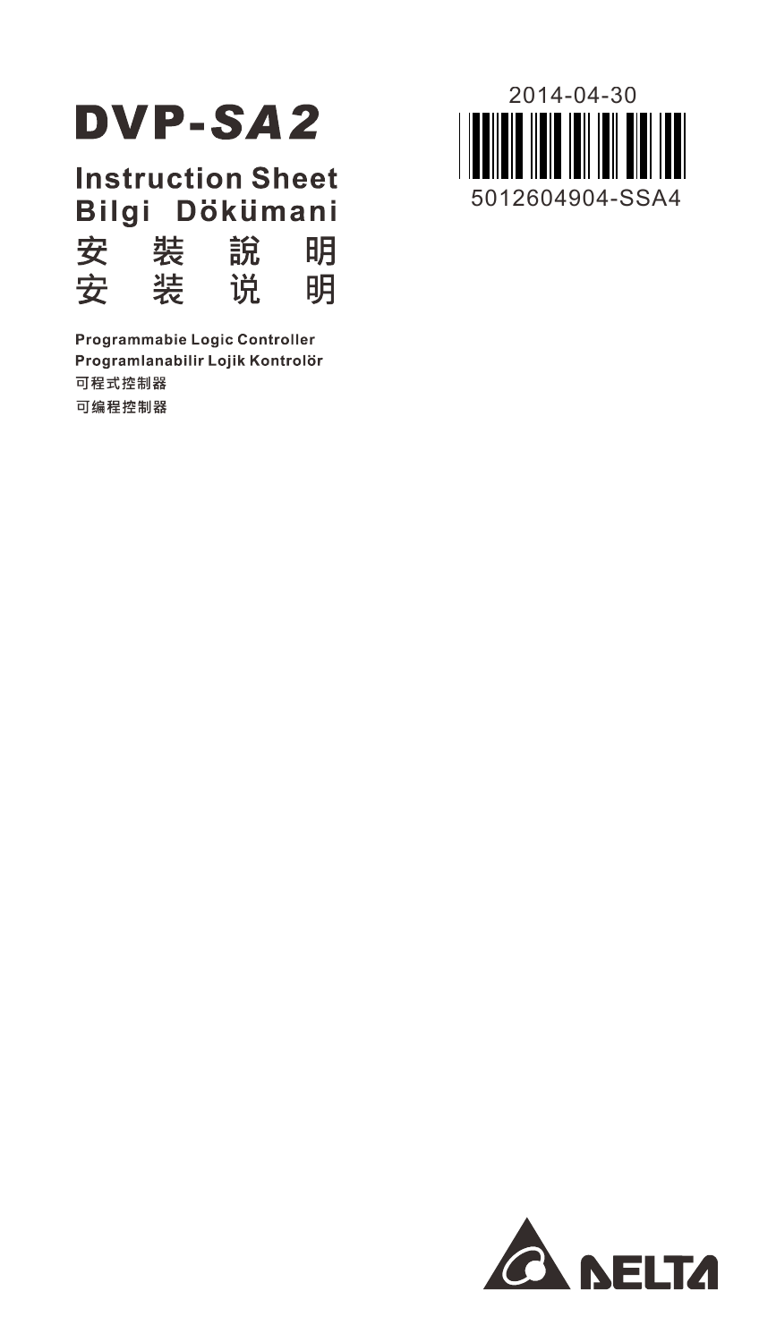# DVP-*SA2*

## Instruction Sheet
## Bilgi Dökümani
## 安 裝 說 明
## 安 装 说 明

**Programmabie Logic Controller**
**Programlanabilir Lojik Kontrolör**
**可程式控制器**
**可编程控制器**

2014-04-30

5012604904-SSA4

DELTA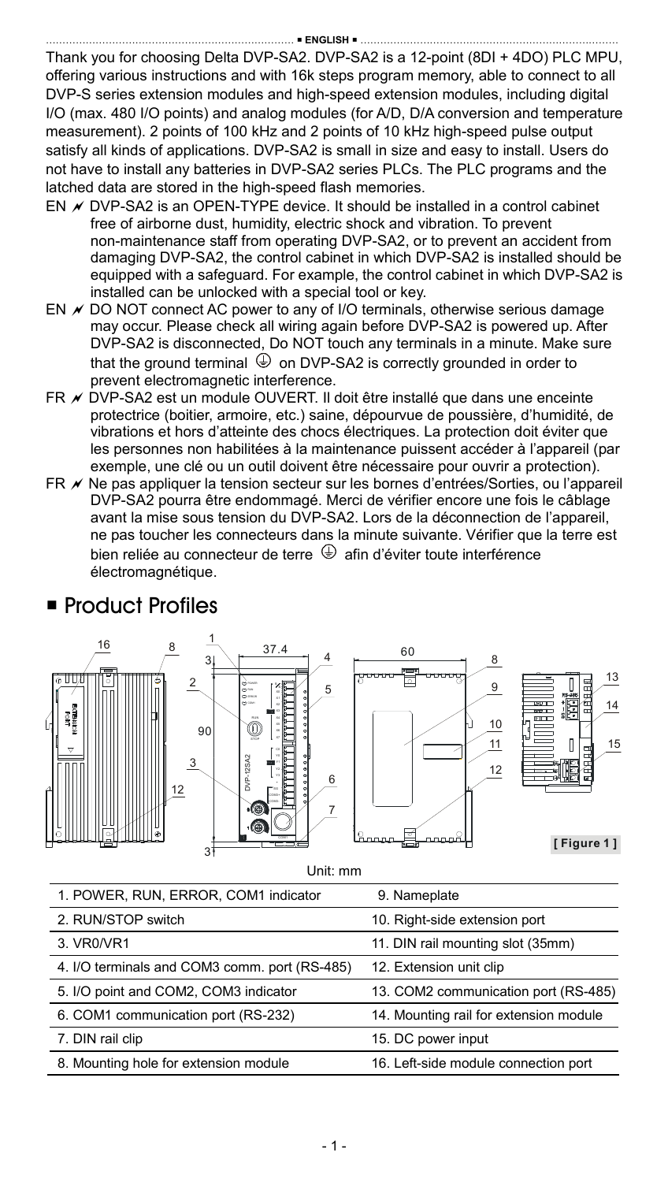■ ENGLISH ■

Thank you for choosing Delta DVP-SA2. DVP-SA2 is a 12-point (8DI + 4DO) PLC MPU, offering various instructions and with 16k steps program memory, able to connect to all DVP-S series extension modules and high-speed extension modules, including digital I/O (max. 480 I/O points) and analog modules (for A/D, D/A conversion and temperature measurement). 2 points of 100 kHz and 2 points of 10 kHz high-speed pulse output satisfy all kinds of applications. DVP-SA2 is small in size and easy to install. Users do not have to install any batteries in DVP-SA2 series PLCs. The PLC programs and the latched data are stored in the high-speed flash memories.

- EN ⚡ DVP-SA2 is an OPEN-TYPE device. It should be installed in a control cabinet free of airborne dust, humidity, electric shock and vibration. To prevent non-maintenance staff from operating DVP-SA2, or to prevent an accident from damaging DVP-SA2, the control cabinet in which DVP-SA2 is installed should be equipped with a safeguard. For example, the control cabinet in which DVP-SA2 is installed can be unlocked with a special tool or key.
- EN ⚡ DO NOT connect AC power to any of I/O terminals, otherwise serious damage may occur. Please check all wiring again before DVP-SA2 is powered up. After DVP-SA2 is disconnected, Do NOT touch any terminals in a minute. Make sure that the ground terminal ⏚ on DVP-SA2 is correctly grounded in order to prevent electromagnetic interference.
- FR ⚡ DVP-SA2 est un module OUVERT. Il doit être installé que dans une enceinte protectrice (boitier, armoire, etc.) saine, dépourvue de poussière, d'humidité, de vibrations et hors d'atteinte des chocs électriques. La protection doit éviter que les personnes non habilitées à la maintenance puissent accéder à l'appareil (par exemple, une clé ou un outil doivent être nécessaire pour ouvrir a protection).
- FR ⚡ Ne pas appliquer la tension secteur sur les bornes d'entrées/Sorties, ou l'appareil DVP-SA2 pourra être endommagé. Merci de vérifier encore une fois le câblage avant la mise sous tension du DVP-SA2. Lors de la déconnection de l'appareil, ne pas toucher les connecteurs dans la minute suivante. Vérifier que la terre est bien reliée au connecteur de terre ⏚ afin d'éviter toute interférence électromagnétique.

## ■ Product Profiles

[ Figure 1 ]

Unit: mm

| | |
|---|---|
| 1. POWER, RUN, ERROR, COM1 indicator | 9. Nameplate |
| 2. RUN/STOP switch | 10. Right-side extension port |
| 3. VR0/VR1 | 11. DIN rail mounting slot (35mm) |
| 4. I/O terminals and COM3 comm. port (RS-485) | 12. Extension unit clip |
| 5. I/O point and COM2, COM3 indicator | 13. COM2 communication port (RS-485) |
| 6. COM1 communication port (RS-232) | 14. Mounting rail for extension module |
| 7. DIN rail clip | 15. DC power input |
| 8. Mounting hole for extension module | 16. Left-side module connection port |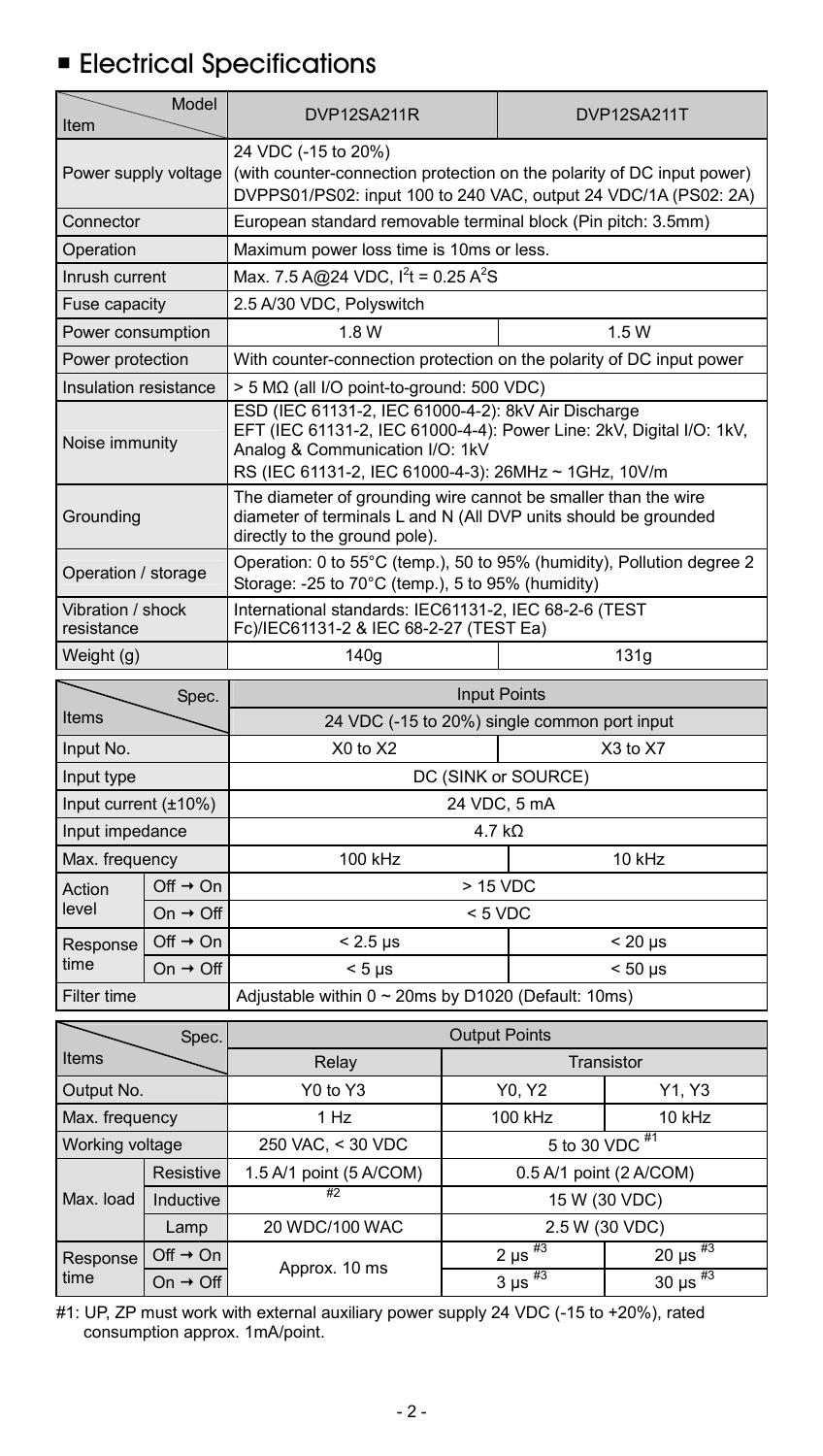## ■ Electrical Specifications

| Item \ Model | DVP12SA211R | DVP12SA211T |
|---|---|---|
| Power supply voltage | 24 VDC (-15 to 20%)<br>(with counter-connection protection on the polarity of DC input power)<br>DVPPS01/PS02: input 100 to 240 VAC, output 24 VDC/1A (PS02: 2A) | |
| Connector | European standard removable terminal block (Pin pitch: 3.5mm) | |
| Operation | Maximum power loss time is 10ms or less. | |
| Inrush current | Max. 7.5 A@24 VDC, $I^2t = 0.25\ A^2S$ | |
| Fuse capacity | 2.5 A/30 VDC, Polyswitch | |
| Power consumption | 1.8 W | 1.5 W |
| Power protection | With counter-connection protection on the polarity of DC input power | |
| Insulation resistance | > 5 MΩ (all I/O point-to-ground: 500 VDC) | |
| Noise immunity | ESD (IEC 61131-2, IEC 61000-4-2): 8kV Air Discharge<br>EFT (IEC 61131-2, IEC 61000-4-4): Power Line: 2kV, Digital I/O: 1kV, Analog & Communication I/O: 1kV<br>RS (IEC 61131-2, IEC 61000-4-3): 26MHz ~ 1GHz, 10V/m | |
| Grounding | The diameter of grounding wire cannot be smaller than the wire diameter of terminals L and N (All DVP units should be grounded directly to the ground pole). | |
| Operation / storage | Operation: 0 to 55°C (temp.), 50 to 95% (humidity), Pollution degree 2<br>Storage: -25 to 70°C (temp.), 5 to 95% (humidity) | |
| Vibration / shock resistance | International standards: IEC61131-2, IEC 68-2-6 (TEST Fc)/IEC61131-2 & IEC 68-2-27 (TEST Ea) | |
| Weight (g) | 140g | 131g |

| Items \ Spec. | | Input Points | |
|---|---|---|---|
| | | 24 VDC (-15 to 20%) single common port input | |
| Input No. | | X0 to X2 | X3 to X7 |
| Input type | | DC (SINK or SOURCE) | |
| Input current (±10%) | | 24 VDC, 5 mA | |
| Input impedance | | 4.7 kΩ | |
| Max. frequency | | 100 kHz | 10 kHz |
| Action level | Off → On | > 15 VDC | |
| | On → Off | < 5 VDC | |
| Response time | Off → On | < 2.5 μs | < 20 μs |
| | On → Off | < 5 μs | < 50 μs |
| Filter time | | Adjustable within 0 ~ 20ms by D1020 (Default: 10ms) | |

| Items \ Spec. | | Output Points | | |
|---|---|---|---|---|
| | | Relay | Transistor | |
| Output No. | | Y0 to Y3 | Y0, Y2 | Y1, Y3 |
| Max. frequency | | 1 Hz | 100 kHz | 10 kHz |
| Working voltage | | 250 VAC, < 30 VDC | 5 to 30 VDC #1 | |
| Max. load | Resistive | 1.5 A/1 point (5 A/COM) | 0.5 A/1 point (2 A/COM) | |
| | Inductive | #2 | 15 W (30 VDC) | |
| | Lamp | 20 WDC/100 WAC | 2.5 W (30 VDC) | |
| Response time | Off → On | Approx. 10 ms | 2 μs #3 | 20 μs #3 |
| | On → Off | | 3 μs #3 | 30 μs #3 |

#1: UP, ZP must work with external auxiliary power supply 24 VDC (-15 to +20%), rated consumption approx. 1mA/point.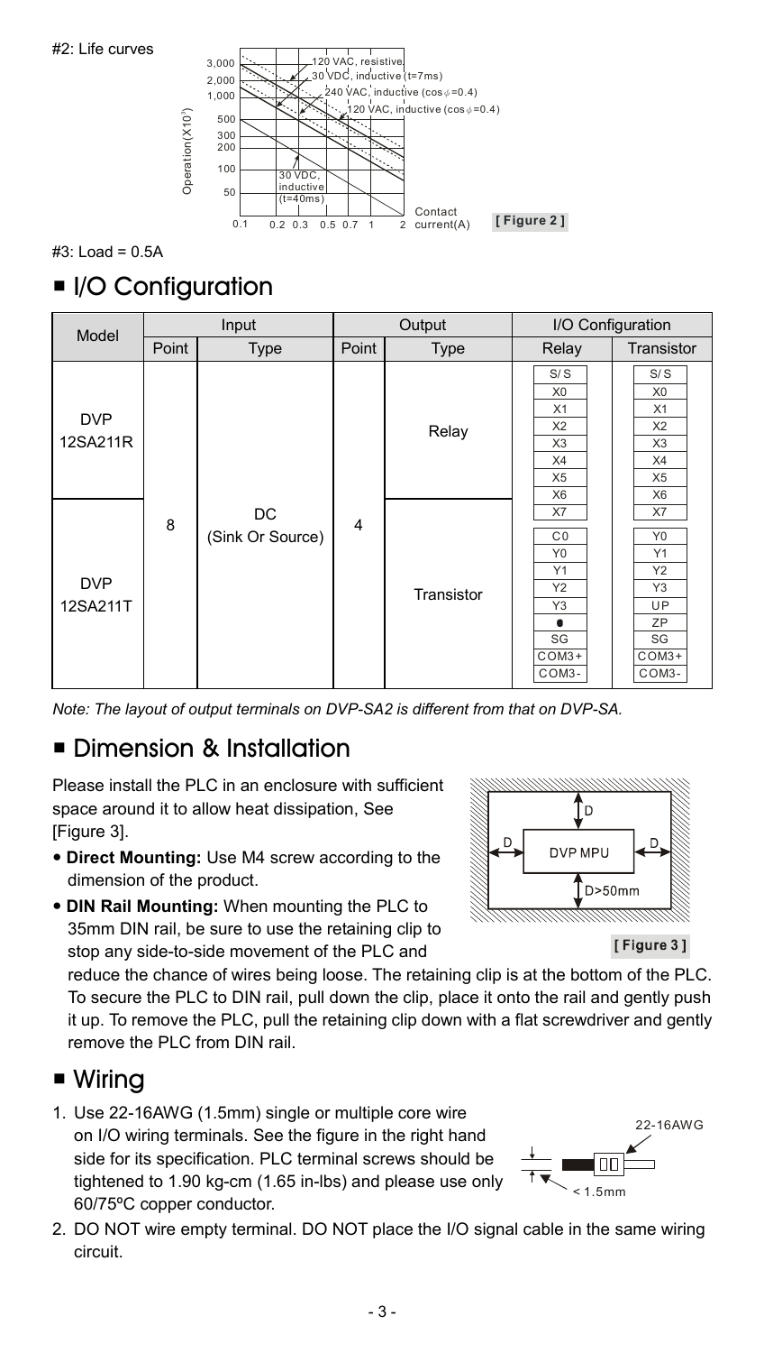#2: Life curves

[ Figure 2 ]

#3: Load = 0.5A

## ■ I/O Configuration

| Model | Input | | Output | | I/O Configuration | |
|---|---|---|---|---|---|---|
| | Point | Type | Point | Type | Relay | Transistor |
| DVP 12SA211R | 8 | DC (Sink Or Source) | 4 | Relay | S/S, X0, X1, X2, X3, X4, X5, X6, X7 | S/S, X0, X1, X2, X3, X4, X5, X6, X7 |
| DVP 12SA211T | | | | Transistor | C0, Y0, Y1, Y2, Y3, ●, SG, COM3+, COM3- | Y0, Y1, Y2, Y3, UP, ZP, SG, COM3+, COM3- |

*Note: The layout of output terminals on DVP-SA2 is different from that on DVP-SA.*

## ■ Dimension & Installation

Please install the PLC in an enclosure with sufficient space around it to allow heat dissipation, See [Figure 3].

- **Direct Mounting:** Use M4 screw according to the dimension of the product.
- **DIN Rail Mounting:** When mounting the PLC to 35mm DIN rail, be sure to use the retaining clip to stop any side-to-side movement of the PLC and reduce the chance of wires being loose. The retaining clip is at the bottom of the PLC. To secure the PLC to DIN rail, pull down the clip, place it onto the rail and gently push it up. To remove the PLC, pull the retaining clip down with a flat screwdriver and gently remove the PLC from DIN rail.

[ Figure 3 ]

## ■ Wiring

1. Use 22-16AWG (1.5mm) single or multiple core wire on I/O wiring terminals. See the figure in the right hand side for its specification. PLC terminal screws should be tightened to 1.90 kg-cm (1.65 in-lbs) and please use only 60/75ºC copper conductor.
2. DO NOT wire empty terminal. DO NOT place the I/O signal cable in the same wiring circuit.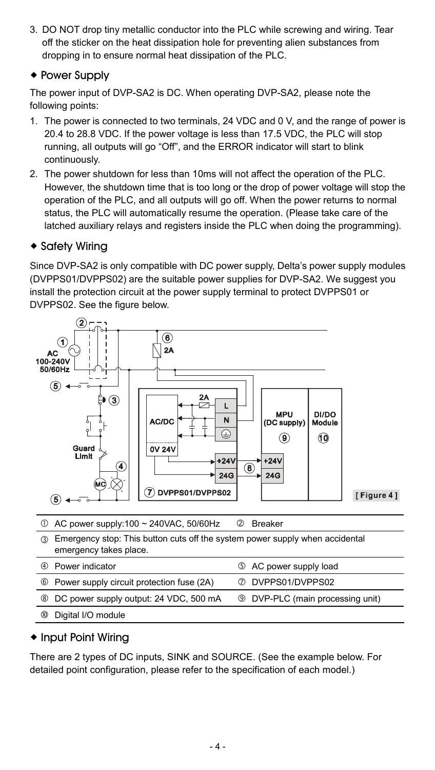3. DO NOT drop tiny metallic conductor into the PLC while screwing and wiring. Tear off the sticker on the heat dissipation hole for preventing alien substances from dropping in to ensure normal heat dissipation of the PLC.

### ◆ Power Supply

The power input of DVP-SA2 is DC. When operating DVP-SA2, please note the following points:

1. The power is connected to two terminals, 24 VDC and 0 V, and the range of power is 20.4 to 28.8 VDC. If the power voltage is less than 17.5 VDC, the PLC will stop running, all outputs will go "Off", and the ERROR indicator will start to blink continuously.
2. The power shutdown for less than 10ms will not affect the operation of the PLC. However, the shutdown time that is too long or the drop of power voltage will stop the operation of the PLC, and all outputs will go off. When the power returns to normal status, the PLC will automatically resume the operation. (Please take care of the latched auxiliary relays and registers inside the PLC when doing the programming).

### ◆ Safety Wiring

Since DVP-SA2 is only compatible with DC power supply, Delta's power supply modules (DVPPS01/DVPPS02) are the suitable power supplies for DVP-SA2. We suggest you install the protection circuit at the power supply terminal to protect DVPPS01 or DVPPS02. See the figure below.

[ Figure 4 ]

| | |
|---|---|
| ① AC power supply:100 ~ 240VAC, 50/60Hz | ② Breaker |
| ③ Emergency stop: This button cuts off the system power supply when accidental emergency takes place. | |
| ④ Power indicator | ⑤ AC power supply load |
| ⑥ Power supply circuit protection fuse (2A) | ⑦ DVPPS01/DVPPS02 |
| ⑧ DC power supply output: 24 VDC, 500 mA | ⑨ DVP-PLC (main processing unit) |
| ⑩ Digital I/O module | |

### ◆ Input Point Wiring

There are 2 types of DC inputs, SINK and SOURCE. (See the example below. For detailed point configuration, please refer to the specification of each model.)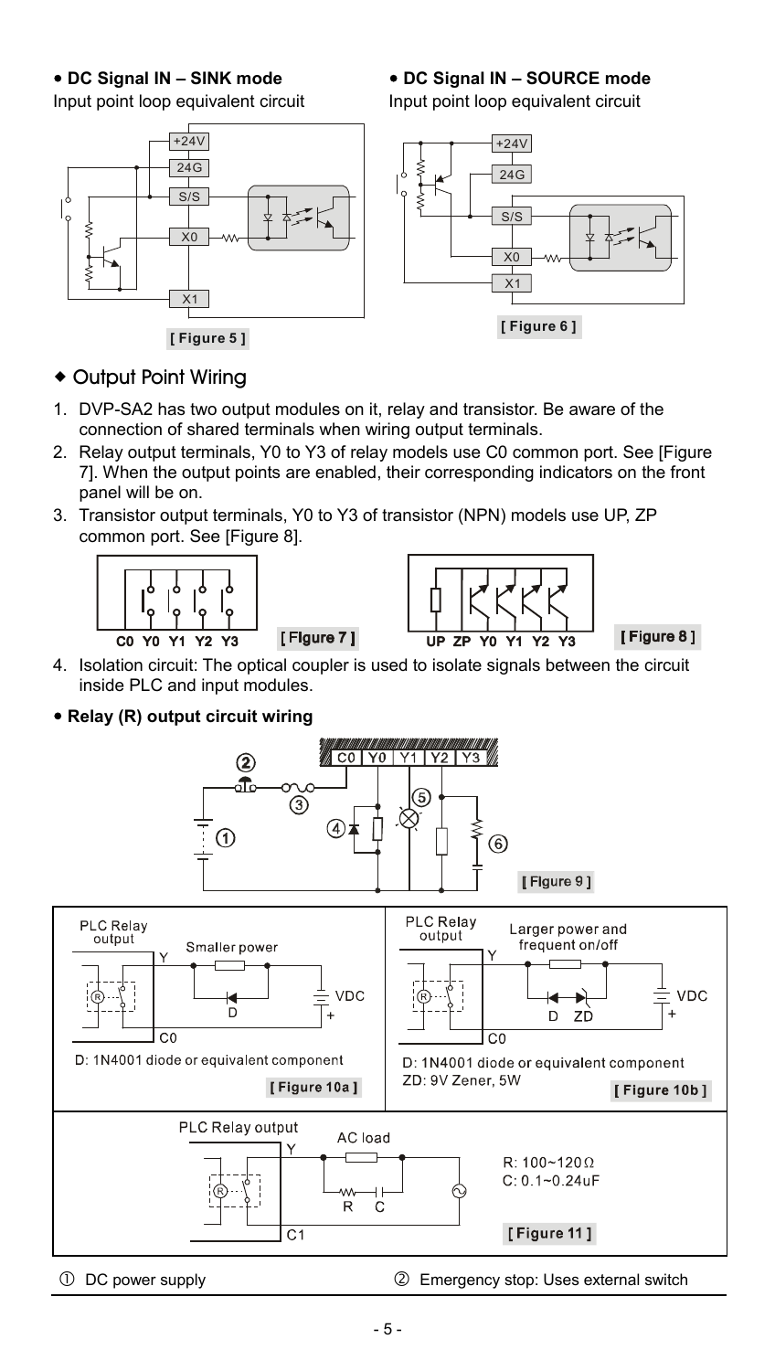• **DC Signal IN – SINK mode**

Input point loop equivalent circuit

[ Figure 5 ]

• **DC Signal IN – SOURCE mode**

Input point loop equivalent circuit

[ Figure 6 ]

## ◆ Output Point Wiring

1. DVP-SA2 has two output modules on it, relay and transistor. Be aware of the connection of shared terminals when wiring output terminals.
2. Relay output terminals, Y0 to Y3 of relay models use C0 common port. See [Figure 7]. When the output points are enabled, their corresponding indicators on the front panel will be on.
3. Transistor output terminals, Y0 to Y3 of transistor (NPN) models use UP, ZP common port. See [Figure 8].

[ Figure 7 ]

[ Figure 8 ]

4. Isolation circuit: The optical coupler is used to isolate signals between the circuit inside PLC and input modules.

• **Relay (R) output circuit wiring**

[ Figure 9 ]

D: 1N4001 diode or equivalent component

[ Figure 10a ]

D: 1N4001 diode or equivalent component
ZD: 9V Zener, 5W

[ Figure 10b ]

R: 100~120Ω
C: 0.1~0.24uF

[ Figure 11 ]

① DC power supply

② Emergency stop: Uses external switch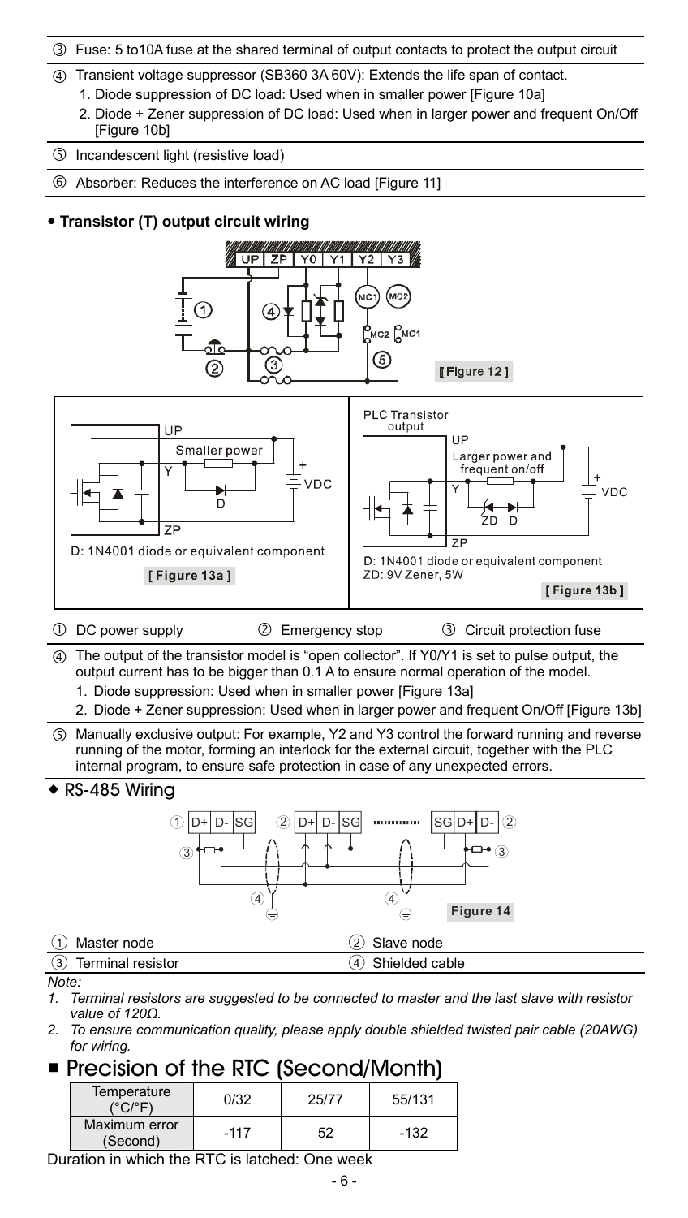③ Fuse: 5 to10A fuse at the shared terminal of output contacts to protect the output circuit

④ Transient voltage suppressor (SB360 3A 60V): Extends the life span of contact.
1. Diode suppression of DC load: Used when in smaller power [Figure 10a]
2. Diode + Zener suppression of DC load: Used when in larger power and frequent On/Off [Figure 10b]

⑤ Incandescent light (resistive load)

⑥ Absorber: Reduces the interference on AC load [Figure 11]

- **Transistor (T) output circuit wiring**

[Figure 12]

D: 1N4001 diode or equivalent component

[ Figure 13a ]

D: 1N4001 diode or equivalent component
ZD: 9V Zener, 5W

[ Figure 13b ]

① DC power supply ② Emergency stop ③ Circuit protection fuse

④ The output of the transistor model is "open collector". If Y0/Y1 is set to pulse output, the output current has to be bigger than 0.1 A to ensure normal operation of the model.
1. Diode suppression: Used when in smaller power [Figure 13a]
2. Diode + Zener suppression: Used when in larger power and frequent On/Off [Figure 13b]

⑤ Manually exclusive output: For example, Y2 and Y3 control the forward running and reverse running of the motor, forming an interlock for the external circuit, together with the PLC internal program, to ensure safe protection in case of any unexpected errors.

- RS-485 Wiring

Figure 14

| ① Master node | ② Slave node |
|---|---|
| ③ Terminal resistor | ④ Shielded cable |

*Note:*

1. *Terminal resistors are suggested to be connected to master and the last slave with resistor value of 120Ω.*
2. *To ensure communication quality, please apply double shielded twisted pair cable (20AWG) for wiring.*

## Precision of the RTC (Second/Month)

| Temperature (°C/°F) | 0/32 | 25/77 | 55/131 |
|---|---|---|---|
| Maximum error (Second) | -117 | 52 | -132 |

Duration in which the RTC is latched: One week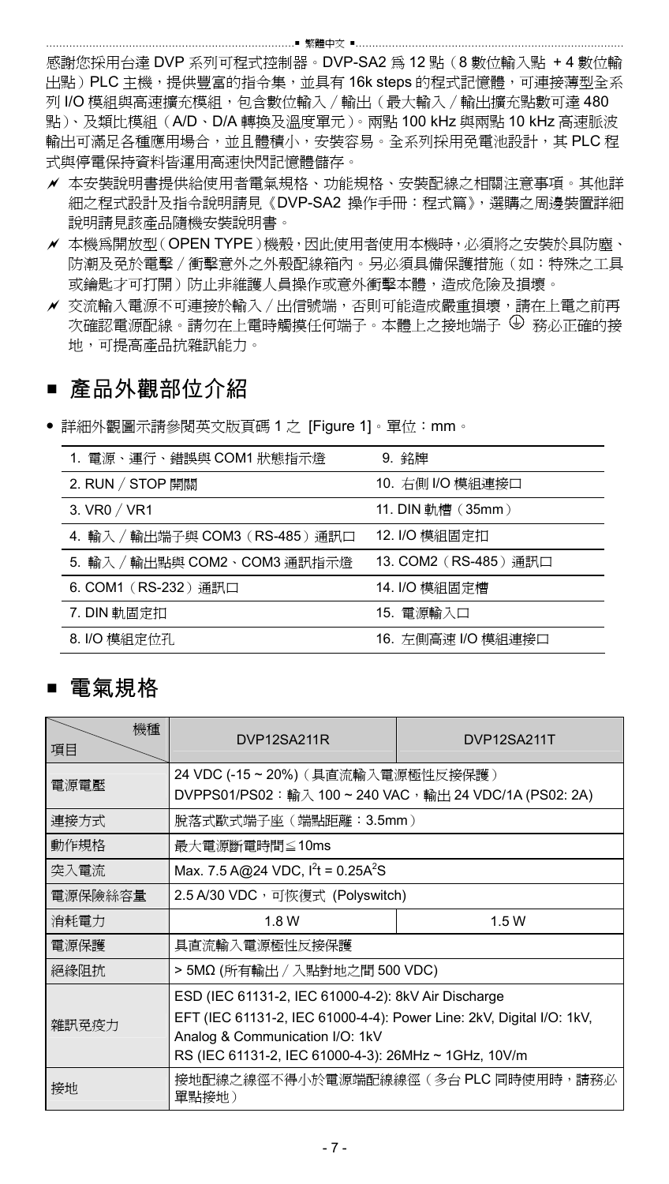感謝您採用台達 DVP 系列可程式控制器。DVP-SA2 為 12 點（8 數位輸入點 + 4 數位輸出點）PLC 主機，提供豐富的指令集，並具有 16k steps 的程式記憶體，可連接薄型全系列 I/O 模組與高速擴充模組，包含數位輸入／輸出（最大輸入／輸出擴充點數可達 480 點）、及類比模組（A/D、D/A 轉換及溫度單元）。兩點 100 kHz 與兩點 10 kHz 高速脈波輸出可滿足各種應用場合，並且體積小，安裝容易。全系列採用免電池設計，其 PLC 程式與停電保持資料皆運用高速快閃記憶體儲存。

- 本安裝說明書提供給使用者電氣規格、功能規格、安裝配線之相關注意事項。其他詳細之程式設計及指令說明請見《DVP-SA2 操作手冊：程式篇》，選購之周邊裝置詳細說明請見該產品隨機安裝說明書。
- 本機爲開放型（OPEN TYPE）機殼，因此使用者使用本機時，必須將之安裝於具防塵、防潮及免於電擊／衝擊意外之外殼配線箱內。另必須具備保護措施（如：特殊之工具或鑰匙才可打開）防止非維護人員操作或意外衝擊本體，造成危險及損壞。
- 交流輸入電源不可連接於輸入／出信號端，否則可能造成嚴重損壞，請在上電之前再次確認電源配線。請勿在上電時觸摸任何端子。本體上之接地端子 ⏚ 務必正確的接地，可提高產品抗雜訊能力。

## ■ 產品外觀部位介紹

- 詳細外觀圖示請參閱英文版頁碼 1 之 [Figure 1]。單位：mm。

| | |
|---|---|
| 1. 電源、運行、錯誤與 COM1 狀態指示燈 | 9. 銘牌 |
| 2. RUN／STOP 開關 | 10. 右側 I/O 模組連接口 |
| 3. VR0／VR1 | 11. DIN 軌槽（35mm） |
| 4. 輸入／輸出端子與 COM3（RS-485）通訊口 | 12. I/O 模組固定扣 |
| 5. 輸入／輸出點與 COM2、COM3 通訊指示燈 | 13. COM2（RS-485）通訊口 |
| 6. COM1（RS-232）通訊口 | 14. I/O 模組固定槽 |
| 7. DIN 軌固定扣 | 15. 電源輸入口 |
| 8. I/O 模組定位孔 | 16. 左側高速 I/O 模組連接口 |

## ■ 電氣規格

| 項目 ＼ 機種 | DVP12SA211R | DVP12SA211T |
|---|---|---|
| 電源電壓 | 24 VDC (-15 ~ 20%)（具直流輸入電源極性反接保護）<br>DVPPS01/PS02：輸入 100 ~ 240 VAC，輸出 24 VDC/1A (PS02: 2A) | |
| 連接方式 | 脫落式歐式端子座（端點距離：3.5mm） | |
| 動作規格 | 最大電源斷電時間≦10ms | |
| 突入電流 | Max. 7.5 A@24 VDC, $I^2t$ = 0.25$A^2S$ | |
| 電源保險絲容量 | 2.5 A/30 VDC，可恢復式 (Polyswitch) | |
| 消耗電力 | 1.8 W | 1.5 W |
| 電源保護 | 具直流輸入電源極性反接保護 | |
| 絕緣阻抗 | > 5MΩ (所有輸出／入點對地之間 500 VDC) | |
| 雜訊免疫力 | ESD (IEC 61131-2, IEC 61000-4-2): 8kV Air Discharge<br>EFT (IEC 61131-2, IEC 61000-4-4): Power Line: 2kV, Digital I/O: 1kV, Analog & Communication I/O: 1kV<br>RS (IEC 61131-2, IEC 61000-4-3): 26MHz ~ 1GHz, 10V/m | |
| 接地 | 接地配線之線徑不得小於電源端配線線徑（多台 PLC 同時使用時，請務必單點接地） | |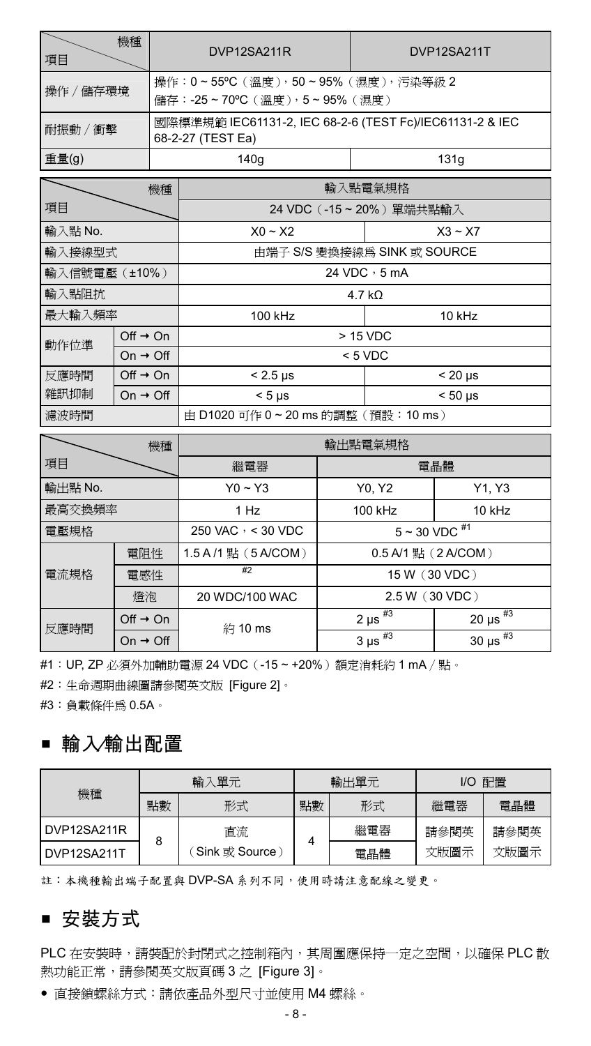| 項目 \ 機種 | DVP12SA211R | DVP12SA211T |
|---|---|---|
| 操作／儲存環境 | 操作：0 ~ 55ºC（溫度），50 ~ 95%（濕度），污染等級 2<br>儲存：-25 ~ 70ºC（溫度），5 ~ 95%（濕度） | |
| 耐振動／衝擊 | 國際標準規範 IEC61131-2, IEC 68-2-6 (TEST Fc)/IEC61131-2 & IEC 68-2-27 (TEST Ea) | |
| 重量(g) | 140g | 131g |

| 項目 \ 機種 | | 輸入點電氣規格 | |
|---|---|---|---|
| | | 24 VDC（-15 ~ 20%）單端共點輸入 | |
| 輸入點 No. | | X0 ~ X2 | X3 ~ X7 |
| 輸入接線型式 | | 由端子 S/S 變換接線爲 SINK 或 SOURCE | |
| 輸入信號電壓（±10%） | | 24 VDC，5 mA | |
| 輸入點阻抗 | | 4.7 kΩ | |
| 最大輸入頻率 | | 100 kHz | 10 kHz |
| 動作位準 | Off → On | > 15 VDC | |
| | On → Off | < 5 VDC | |
| 反應時間<br>雜訊抑制 | Off → On | < 2.5 μs | < 20 μs |
| | On → Off | < 5 μs | < 50 μs |
| 濾波時間 | | 由 D1020 可作 0 ~ 20 ms 的調整（預設：10 ms） | |

| 項目 \ 機種 | | 輸出點電氣規格 | | |
|---|---|---|---|---|
| | | 繼電器 | 電晶體 | |
| 輸出點 No. | | Y0 ~ Y3 | Y0, Y2 | Y1, Y3 |
| 最高交換頻率 | | 1 Hz | 100 kHz | 10 kHz |
| 電壓規格 | | 250 VAC，< 30 VDC | 5 ~ 30 VDC #1 | |
| 電流規格 | 電阻性 | 1.5 A /1 點（5 A/COM） | 0.5 A/1 點（2 A/COM） | |
| | 電感性 | #2 | 15 W（30 VDC） | |
| | 燈泡 | 20 WDC/100 WAC | 2.5 W（30 VDC） | |
| 反應時間 | Off → On | 約 10 ms | 2 μs #3 | 20 μs #3 |
| | On → Off | | 3 μs #3 | 30 μs #3 |

#1：UP, ZP 必須外加輔助電源 24 VDC（-15 ~ +20%）額定消耗約 1 mA／點。

#2：生命週期曲線圖請參閱英文版 [Figure 2]。

#3：負載條件爲 0.5A。

## ■ 輸入/輸出配置

| 機種 | 輸入單元 | | 輸出單元 | | I/O 配置 | |
|---|---|---|---|---|---|---|
| | 點數 | 形式 | 點數 | 形式 | 繼電器 | 電晶體 |
| DVP12SA211R | 8 | 直流<br>（Sink 或 Source） | 4 | 繼電器 | 請參閱英文版圖示 | 請參閱英文版圖示 |
| DVP12SA211T | | | | 電晶體 | | |

註：本機種輸出端子配置與 DVP-SA 系列不同，使用時請注意配線之變更。

## ■ 安裝方式

PLC 在安裝時，請裝配於封閉式之控制箱內，其周圍應保持一定之空間，以確保 PLC 散熱功能正常，請參閱英文版頁碼 3 之 [Figure 3]。

- 直接鎖螺絲方式：請依產品外型尺寸並使用 M4 螺絲。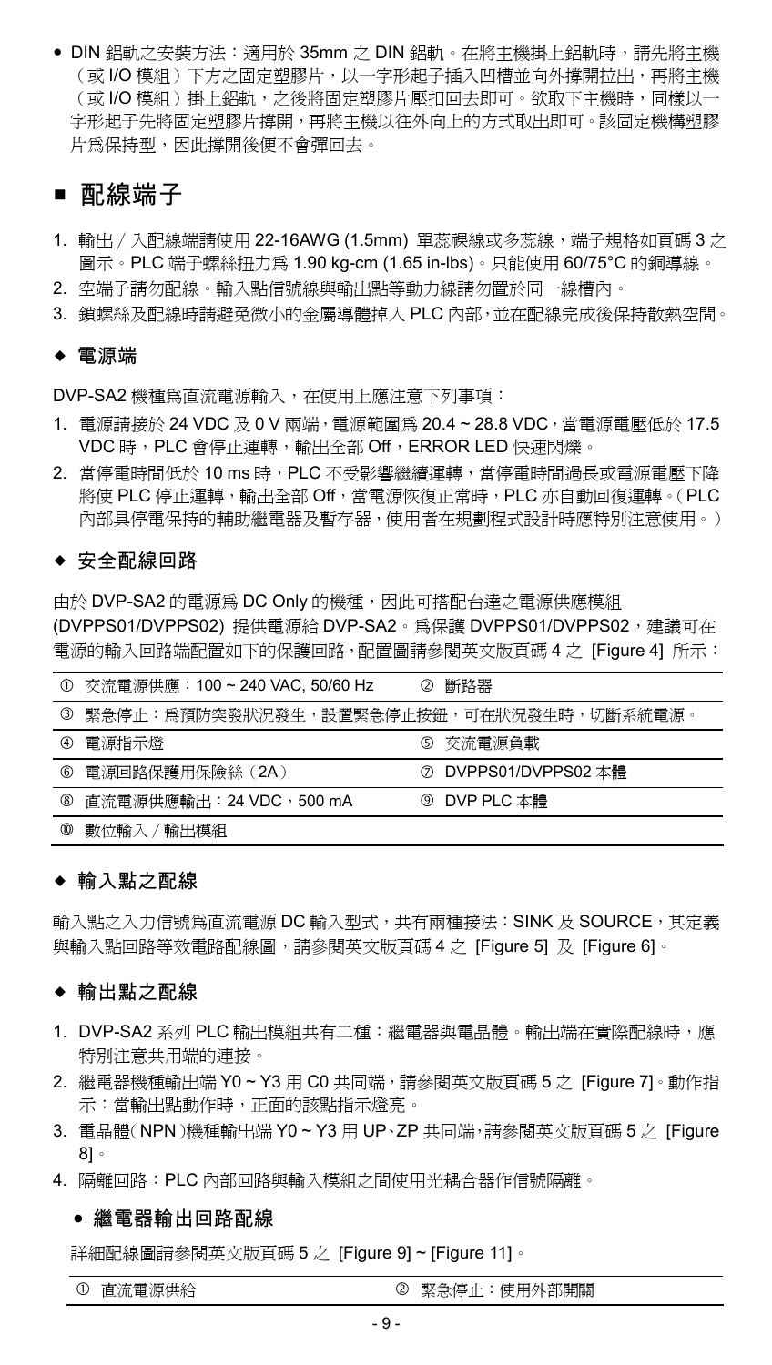- DIN 鋁軌之安裝方法：適用於 35mm 之 DIN 鋁軌。在將主機掛上鋁軌時，請先將主機（或 I/O 模組）下方之固定塑膠片，以一字形起子插入凹槽並向外撐開拉出，再將主機（或 I/O 模組）掛上鋁軌，之後將固定塑膠片壓扣回去即可。欲取下主機時，同樣以一字形起子先將固定塑膠片撐開，再將主機以往外向上的方式取出即可。該固定機構塑膠片為保持型，因此撐開後便不會彈回去。

## ■ 配線端子

1. 輸出／入配線端請使用 22-16AWG (1.5mm) 單蕊裸線或多蕊線，端子規格如頁碼 3 之圖示。PLC 端子螺絲扭力為 1.90 kg-cm (1.65 in-lbs)。只能使用 60/75°C 的銅導線。
2. 空端子請勿配線。輸入點信號線與輸出點等動力線請勿置於同一線槽內。
3. 鎖螺絲及配線時請避免微小的金屬導體掉入 PLC 內部，並在配線完成後保持散熱空間。

### ◆ 電源端

DVP-SA2 機種為直流電源輸入，在使用上應注意下列事項：

1. 電源請接於 24 VDC 及 0 V 兩端，電源範圍為 20.4 ~ 28.8 VDC，當電源電壓低於 17.5 VDC 時，PLC 會停止運轉，輸出全部 Off，ERROR LED 快速閃爍。
2. 當停電時間低於 10 ms 時，PLC 不受影響繼續運轉，當停電時間過長或電源電壓下降將使 PLC 停止運轉，輸出全部 Off，當電源恢復正常時，PLC 亦自動回復運轉。（PLC 內部具停電保持的輔助繼電器及暫存器，使用者在規劃程式設計時應特別注意使用。）

### ◆ 安全配線回路

由於 DVP-SA2 的電源為 DC Only 的機種，因此可搭配台達之電源供應模組 (DVPPS01/DVPPS02) 提供電源給 DVP-SA2。為保護 DVPPS01/DVPPS02，建議可在電源的輸入回路端配置如下的保護回路，配置圖請參閱英文版頁碼 4 之 [Figure 4] 所示：

| ① 交流電源供應：100 ~ 240 VAC, 50/60 Hz | ② 斷路器 |
|---|---|
| ③ 緊急停止：為預防突發狀況發生，設置緊急停止按鈕，可在狀況發生時，切斷系統電源。 | |
| ④ 電源指示燈 | ⑤ 交流電源負載 |
| ⑥ 電源回路保護用保險絲（2A） | ⑦ DVPPS01/DVPPS02 本體 |
| ⑧ 直流電源供應輸出：24 VDC，500 mA | ⑨ DVP PLC 本體 |
| ⑩ 數位輸入／輸出模組 | |

### ◆ 輸入點之配線

輸入點之入力信號為直流電源 DC 輸入型式，共有兩種接法：SINK 及 SOURCE，其定義與輸入點回路等效電路配線圖，請參閱英文版頁碼 4 之 [Figure 5] 及 [Figure 6]。

### ◆ 輸出點之配線

1. DVP-SA2 系列 PLC 輸出模組共有二種：繼電器與電晶體。輸出端在實際配線時，應特別注意共用端的連接。
2. 繼電器機種輸出端 Y0 ~ Y3 用 C0 共同端，請參閱英文版頁碼 5 之 [Figure 7]。動作指示：當輸出點動作時，正面的該點指示燈亮。
3. 電晶體（NPN）機種輸出端 Y0 ~ Y3 用 UP、ZP 共同端，請參閱英文版頁碼 5 之 [Figure 8]。
4. 隔離回路：PLC 內部回路與輸入模組之間使用光耦合器作信號隔離。

#### ● 繼電器輸出回路配線

詳細配線圖請參閱英文版頁碼 5 之 [Figure 9] ~ [Figure 11]。

| ① 直流電源供給 | ② 緊急停止：使用外部開關 |
|---|---|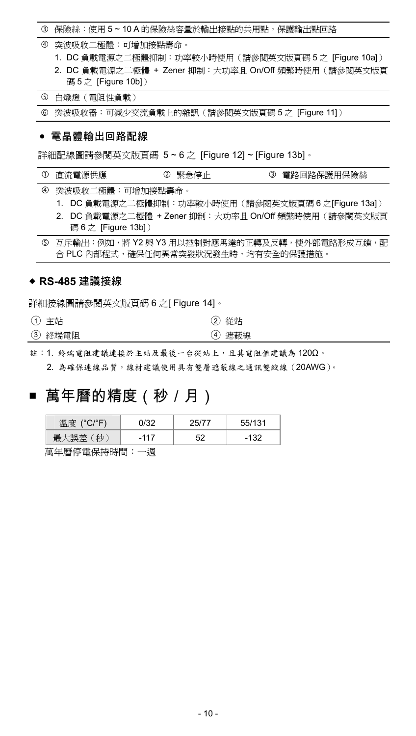③ 保險絲：使用 5 ~ 10 A 的保險絲容量於輸出接點的共用點，保護輸出點回路

④ 突波吸收二極體：可增加接點壽命。
1. DC 負載電源之二極體抑制：功率較小時使用（請參閱英文版頁碼 5 之 [Figure 10a]）
2. DC 負載電源之二極體 + Zener 抑制：大功率且 On/Off 頻繁時使用（請參閱英文版頁碼 5 之 [Figure 10b]）

⑤ 白熾燈（電阻性負載）

⑥ 突波吸收器：可減少交流負載上的雜訊（請參閱英文版頁碼 5 之 [Figure 11]）

### ● 電晶體輸出回路配線

詳細配線圖請參閱英文版頁碼 5 ~ 6 之 [Figure 12] ~ [Figure 13b]。

| ① 直流電源供應 | ② 緊急停止 | ③ 電路回路保護用保險絲 |
|---|---|---|

④ 突波吸收二極體：可增加接點壽命。
1. DC 負載電源之二極體抑制：功率較小時使用（請參閱英文版頁碼 6 之[Figure 13a]）
2. DC 負載電源之二極體 + Zener 抑制：大功率且 On/Off 頻繁時使用（請參閱英文版頁碼 6 之 [Figure 13b]）

⑤ 互斥輸出：例如，將 Y2 與 Y3 用以控制對應馬達的正轉及反轉，使外部電路形成互鎖，配合 PLC 內部程式，確保任何異常突發狀況發生時，均有安全的保護措施。

### ◆ RS-485 建議接線

詳細接線圖請參閱英文版頁碼 6 之[ Figure 14]。

| ① 主站 | ② 從站 |
|---|---|
| ③ 終端電阻 | ④ 遮蔽線 |

註：1. 終端電阻建議連接於主站及最後一台從站上，且其電阻值建議為 120Ω。
　　2. 為確保連線品質，線材建議使用具有雙層遮蔽線之通訊雙絞線（20AWG）。

## ■ 萬年曆的精度（秒 / 月）

| 溫度 (°C/°F) | 0/32 | 25/77 | 55/131 |
|---|---|---|---|
| 最大誤差（秒） | -117 | 52 | -132 |

萬年曆停電保持時間：一週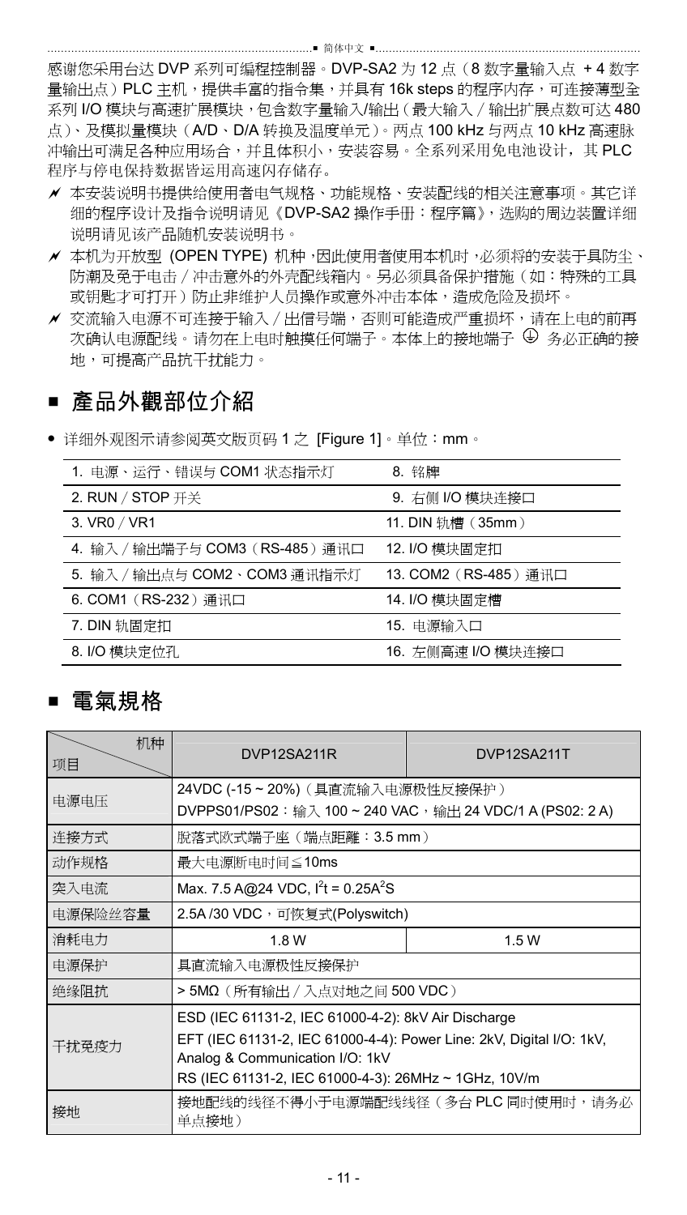感谢您采用台达 DVP 系列可编程控制器。DVP-SA2 为 12 点（8 数字量输入点 + 4 数字量输出点）PLC 主机，提供丰富的指令集，并具有 16k steps 的程序内存，可连接薄型全系列 I/O 模块与高速扩展模块，包含数字量输入/输出（最大输入 / 输出扩展点数可达 480 点）、及模拟量模块（A/D、D/A 转换及温度单元）。两点 100 kHz 与两点 10 kHz 高速脉冲输出可满足各种应用场合，并且体积小，安装容易。全系列采用免电池设计，其 PLC 程序与停电保持数据皆运用高速闪存储存。

- 本安装说明书提供给使用者电气规格、功能规格、安装配线的相关注意事项。其它详细的程序设计及指令说明请见《DVP-SA2 操作手册：程序篇》，选购的周边装置详细说明请见该产品随机安装说明书。
- 本机为开放型 (OPEN TYPE) 机种，因此使用者使用本机时，必须将的安装于具防尘、防潮及免于电击 / 冲击意外的外壳配线箱内。另必须具备保护措施（如：特殊的工具或钥匙才可打开）防止非维护人员操作或意外冲击本体，造成危险及损坏。
- 交流输入电源不可连接于输入 / 出信号端，否则可能造成严重损坏，请在上电的前再次确认电源配线。请勿在上电时触摸任何端子。本体上的接地端子 ⏚ 务必正确的接地，可提高产品抗干扰能力。

## ■ 產品外觀部位介紹

- 详细外观图示请参阅英文版页码 1 之 [Figure 1]。单位：mm。

| | |
|---|---|
| 1. 电源、运行、错误与 COM1 状态指示灯 | 8. 铭牌 |
| 2. RUN / STOP 开关 | 9. 右侧 I/O 模块连接口 |
| 3. VR0 / VR1 | 11. DIN 轨槽（35mm） |
| 4. 输入 / 输出端子与 COM3（RS-485）通讯口 | 12. I/O 模块固定扣 |
| 5. 输入 / 输出点与 COM2、COM3 通讯指示灯 | 13. COM2（RS-485）通讯口 |
| 6. COM1（RS-232）通讯口 | 14. I/O 模块固定槽 |
| 7. DIN 轨固定扣 | 15. 电源输入口 |
| 8. I/O 模块定位孔 | 16. 左侧高速 I/O 模块连接口 |

## ■ 電氣規格

| 机种 / 项目 | DVP12SA211R | DVP12SA211T |
|---|---|---|
| 电源电压 | 24VDC (-15 ~ 20%)（具直流输入电源极性反接保护）<br>DVPPS01/PS02：输入 100 ~ 240 VAC，输出 24 VDC/1 A (PS02: 2 A) | |
| 连接方式 | 脱落式欧式端子座（端点距離：3.5 mm） | |
| 动作规格 | 最大电源断电时间≦10ms | |
| 突入电流 | Max. 7.5 A@24 VDC, $I^2t = 0.25A^2S$ | |
| 电源保险丝容量 | 2.5A /30 VDC，可恢复式(Polyswitch) | |
| 消耗电力 | 1.8 W | 1.5 W |
| 电源保护 | 具直流输入电源极性反接保护 | |
| 绝缘阻抗 | > 5MΩ（所有输出 / 入点对地之间 500 VDC） | |
| 干扰免疫力 | ESD (IEC 61131-2, IEC 61000-4-2): 8kV Air Discharge<br>EFT (IEC 61131-2, IEC 61000-4-4): Power Line: 2kV, Digital I/O: 1kV, Analog & Communication I/O: 1kV<br>RS (IEC 61131-2, IEC 61000-4-3): 26MHz ~ 1GHz, 10V/m | |
| 接地 | 接地配线的线径不得小于电源端配线线径（多台 PLC 同时使用时，请务必单点接地） | |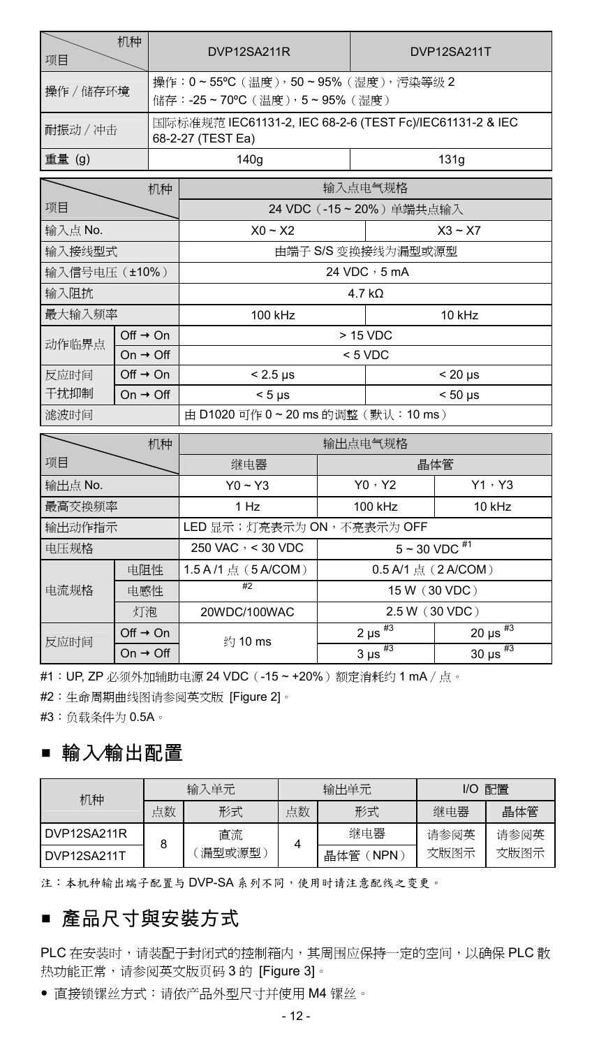| 机种<br>项目 | DVP12SA211R | DVP12SA211T |
|---|---|---|
| 操作 / 储存环境 | 操作：0 ~ 55ºC（温度），50 ~ 95%（湿度），污染等级 2<br>储存：-25 ~ 70ºC（温度），5 ~ 95%（湿度） | |
| 耐振动 / 冲击 | 国际标准规范 IEC61131-2, IEC 68-2-6 (TEST Fc)/IEC61131-2 & IEC 68-2-27 (TEST Ea) | |
| 重量 (g) | 140g | 131g |

| 机种<br>项目 | | 输入点电气规格 | |
|---|---|---|---|
| | | 24 VDC（-15 ~ 20%）单端共点输入 | |
| 输入点 No. | | X0 ~ X2 | X3 ~ X7 |
| 输入接线型式 | | 由端子 S/S 变换接线为漏型或源型 | |
| 输入信号电压（±10%） | | 24 VDC，5 mA | |
| 输入阻抗 | | 4.7 kΩ | |
| 最大输入频率 | | 100 kHz | 10 kHz |
| 动作临界点 | Off → On | > 15 VDC | |
| | On → Off | < 5 VDC | |
| 反应时间<br>干扰抑制 | Off → On | < 2.5 μs | < 20 μs |
| | On → Off | < 5 μs | < 50 μs |
| 滤波时间 | | 由 D1020 可作 0 ~ 20 ms 的调整（默认：10 ms） | |

| 机种<br>项目 | | 输出点电气规格 | | |
|---|---|---|---|---|
| | | 继电器 | 晶体管 | |
| 输出点 No. | | Y0 ~ Y3 | Y0，Y2 | Y1，Y3 |
| 最高交换频率 | | 1 Hz | 100 kHz | 10 kHz |
| 输出动作指示 | | LED 显示；灯亮表示为 ON，不亮表示为 OFF | | |
| 电压规格 | | 250 VAC，< 30 VDC | 5 ~ 30 VDC #1 | |
| 电流规格 | 电阻性 | 1.5 A /1 点（5 A/COM） | 0.5 A/1 点（2 A/COM） | |
| | 电感性 | #2 | 15 W（30 VDC） | |
| | 灯泡 | 20WDC/100WAC | 2.5 W（30 VDC） | |
| 反应时间 | Off → On | 约 10 ms | 2 μs #3 | 20 μs #3 |
| | On → Off | | 3 μs #3 | 30 μs #3 |

#1：UP, ZP 必须外加辅助电源 24 VDC（-15 ~ +20%）额定消耗约 1 mA / 点。

#2：生命周期曲线图请参阅英文版 [Figure 2]。

#3：负载条件为 0.5A。

## ■ 輸入/輸出配置

| 机种 | 输入单元 | | 输出单元 | | I/O 配置 | |
|---|---|---|---|---|---|---|
| | 点数 | 形式 | 点数 | 形式 | 继电器 | 晶体管 |
| DVP12SA211R | 8 | 直流<br>（漏型或源型） | 4 | 继电器 | 请参阅英文版图示 | 请参阅英文版图示 |
| DVP12SA211T | | | | 晶体管（NPN） | | |

注：本机种输出端子配置与 DVP-SA 系列不同，使用时请注意配线之变更。

## ■ 產品尺寸與安裝方式

PLC 在安装时，请装配于封闭式的控制箱内，其周围应保持一定的空间，以确保 PLC 散热功能正常，请参阅英文版页码 3 的 [Figure 3]。

- 直接锁镙丝方式：请依产品外型尺寸并使用 M4 镙丝。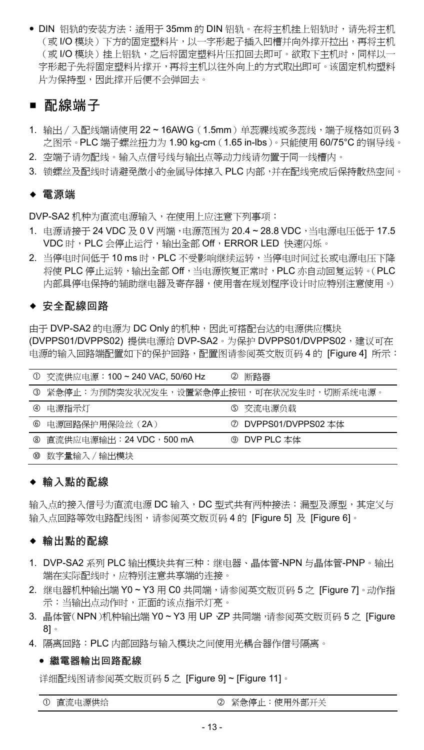- DIN 铝轨的安装方法：适用于 35mm 的 DIN 铝轨。在将主机挂上铝轨时，请先将主机（或 I/O 模块）下方的固定塑料片，以一字形起子插入凹槽并向外撑开拉出，再将主机（或 I/O 模块）挂上铝轨，之后将固定塑料片压扣回去即可。欲取下主机时，同样以一字形起子先将固定塑料片撑开，再将主机以往外向上的方式取出即可。该固定机构塑料片为保持型，因此撑开后便不会弹回去。

## ■ 配線端子

1. 输出／入配线端请使用 22 ~ 16AWG（1.5mm）单蕊裸线或多蕊线，端子规格如页码 3 之图示。PLC 端子螺丝扭力为 1.90 kg-cm（1.65 in-lbs）。只能使用 60/75°C 的铜导线。
2. 空端子请勿配线。输入点信号线与输出点等动力线请勿置于同一线槽内。
3. 锁螺丝及配线时请避免微小的金属导体掉入 PLC 内部，并在配线完成后保持散热空间。

### ◆ 電源端

DVP-SA2 机种为直流电源输入，在使用上应注意下列事项：

1. 电源请接于 24 VDC 及 0 V 两端，电源范围为 20.4 ~ 28.8 VDC，当电源电压低于 17.5 VDC 时，PLC 会停止运行，输出全部 Off，ERROR LED 快速闪烁。
2. 当停电时间低于 10 ms 时，PLC 不受影响继续运转，当停电时间过长或电源电压下降将使 PLC 停止运转，输出全部 Off，当电源恢复正常时，PLC 亦自动回复运转。（PLC 内部具停电保持的辅助继电器及寄存器，使用者在规划程序设计时应特别注意使用。）

### ◆ 安全配線回路

由于 DVP-SA2 的电源为 DC Only 的机种，因此可搭配台达的电源供应模块 (DVPPS01/DVPPS02) 提供电源给 DVP-SA2。为保护 DVPPS01/DVPPS02，建议可在电源的输入回路端配置如下的保护回路，配置图请参阅英文版页码 4 的 [Figure 4] 所示：

| ① 交流供应电源：100 ~ 240 VAC, 50/60 Hz | ② 断路器 |
|---|---|
| ③ 紧急停止：为预防突发状况发生，设置紧急停止按钮，可在状况发生时，切断系统电源。 | |
| ④ 电源指示灯 | ⑤ 交流电源负载 |
| ⑥ 电源回路保护用保险丝（2A） | ⑦ DVPPS01/DVPPS02 本体 |
| ⑧ 直流供应电源输出：24 VDC，500 mA | ⑨ DVP PLC 本体 |
| ⑩ 数字量输入／输出模块 | |

### ◆ 輸入點的配線

输入点的接入信号为直流电源 DC 输入，DC 型式共有两种接法：漏型及源型，其定义与输入点回路等效电路配线图，请参阅英文版页码 4 的 [Figure 5] 及 [Figure 6]。

### ◆ 輸出點的配線

1. DVP-SA2 系列 PLC 输出模块共有三种：继电器、晶体管-NPN 与晶体管-PNP。输出端在实际配线时，应特别注意共享端的连接。
2. 继电器机种输出端 Y0 ~ Y3 用 C0 共同端，请参阅英文版页码 5 之 [Figure 7]。动作指示：当输出点动作时，正面的该点指示灯亮。
3. 晶体管（NPN）机种输出端 Y0 ~ Y3 用 UP、ZP 共同端，请参阅英文版页码 5 之 [Figure 8]。
4. 隔离回路：PLC 内部回路与输入模块之间使用光耦合器作信号隔离。

   - **繼電器輸出回路配線**

   详细配线图请参阅英文版页码 5 之 [Figure 9] ~ [Figure 11]。

| ① 直流电源供给 | ② 紧急停止：使用外部开关 |
|---|---|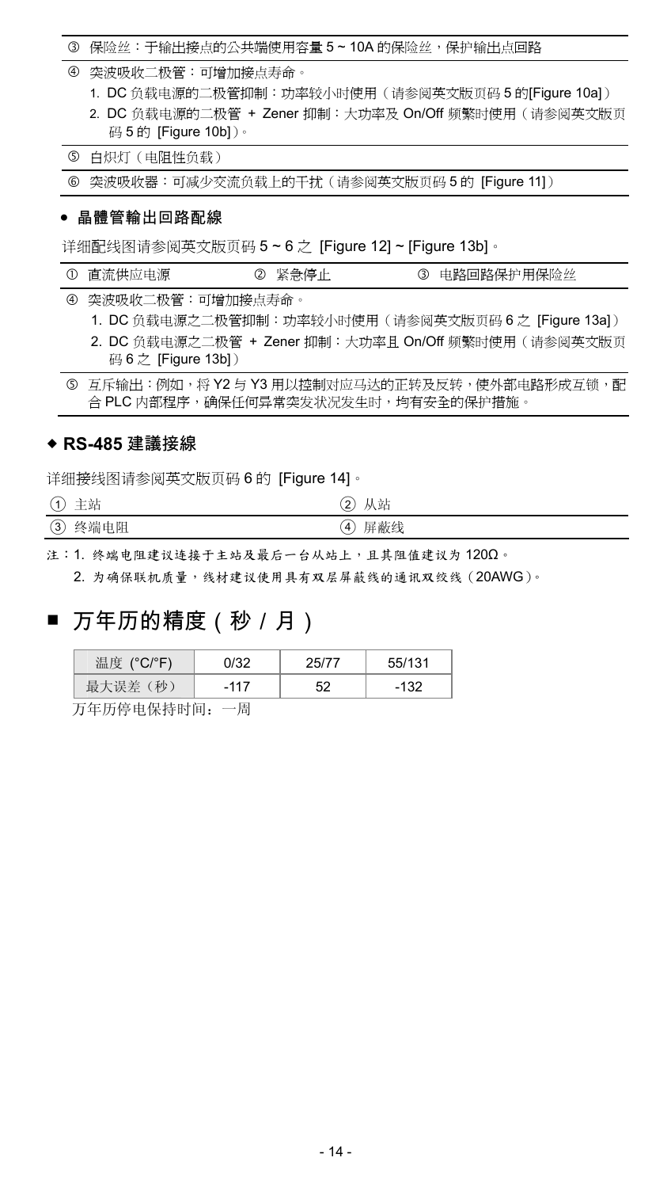③ 保险丝：于输出接点的公共端使用容量 5 ~ 10A 的保险丝，保护输出点回路

④ 突波吸收二极管：可增加接点寿命。

1. DC 负载电源的二极管抑制：功率较小时使用（请参阅英文版页码 5 的[Figure 10a]）
2. DC 负载电源的二极管 + Zener 抑制：大功率及 On/Off 频繁时使用（请参阅英文版页码 5 的 [Figure 10b]）。

⑤ 白炽灯（电阻性负载）

⑥ 突波吸收器：可减少交流负载上的干扰（请参阅英文版页码 5 的 [Figure 11]）

- **晶體管輸出回路配線**

详细配线图请参阅英文版页码 5 ~ 6 之 [Figure 12] ~ [Figure 13b]。

| ① 直流供应电源 | ② 紧急停止 | ③ 电路回路保护用保险丝 |
|---|---|---|

④ 突波吸收二极管：可增加接点寿命。

1. DC 负载电源之二极管抑制：功率较小时使用（请参阅英文版页码 6 之 [Figure 13a]）
2. DC 负载电源之二极管 + Zener 抑制：大功率且 On/Off 频繁时使用（请参阅英文版页码 6 之 [Figure 13b]）

⑤ 互斥输出：例如，将 Y2 与 Y3 用以控制对应马达的正转及反转，使外部电路形成互锁，配合 PLC 内部程序，确保任何异常突发状况发生时，均有安全的保护措施。

◆ **RS-485 建議接線**

详细接线图请参阅英文版页码 6 的 [Figure 14]。

| ① 主站 | ② 从站 |
|---|---|
| ③ 终端电阻 | ④ 屏蔽线 |

注：1. 终端电阻建议连接于主站及最后一台从站上，且其阻值建议为 120Ω。

2. 为确保联机质量，线材建议使用具有双层屏蔽线的通讯双绞线（20AWG）。

## ■ 万年历的精度（秒 / 月）

| 温度 (°C/°F) | 0/32 | 25/77 | 55/131 |
|---|---|---|---|
| 最大误差（秒） | -117 | 52 | -132 |

万年历停电保持时间：一周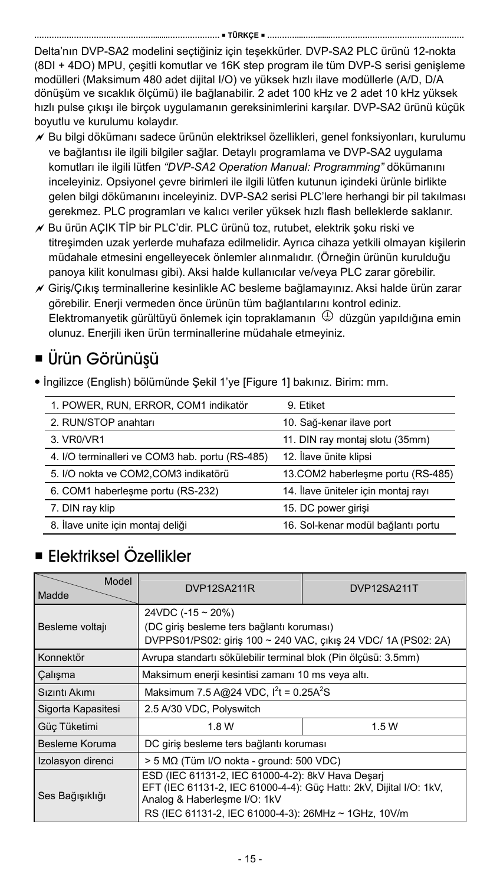■ TÜRKÇE ■

Delta'nın DVP-SA2 modelini seçtiğiniz için teşekkürler. DVP-SA2 PLC ürünü 12-nokta (8DI + 4DO) MPU, çeşitli komutlar ve 16K step program ile tüm DVP-S serisi genişleme modülleri (Maksimum 480 adet dijital I/O) ve yüksek hızlı ilave modüllerle (A/D, D/A dönüşüm ve sıcaklık ölçümü) ile bağlanabilir. 2 adet 100 kHz ve 2 adet 10 kHz yüksek hızlı pulse çıkışı ile birçok uygulamanın gereksinimlerini karşılar. DVP-SA2 ürünü küçük boyutlu ve kurulumu kolaydır.

- Bu bilgi dökümanı sadece ürünün elektriksel özellikleri, genel fonksiyonları, kurulumu ve bağlantısı ile ilgili bilgiler sağlar. Detaylı programlama ve DVP-SA2 uygulama komutları ile ilgili lütfen *"DVP-SA2 Operation Manual: Programming"* dökümanını inceleyiniz. Opsiyonel çevre birimleri ile ilgili lütfen kutunun içindeki ürünle birlikte gelen bilgi dökümanını inceleyiniz. DVP-SA2 serisi PLC'lere herhangi bir pil takılması gerekmez. PLC programları ve kalıcı veriler yüksek hızlı flash belleklerde saklanır.
- Bu ürün AÇIK TİP bir PLC'dir. PLC ürünü toz, rutubet, elektrik şoku riski ve titreşimden uzak yerlerde muhafaza edilmelidir. Ayrıca cihaza yetkili olmayan kişilerin müdahale etmesini engelleyecek önlemler alınmalıdır. (Örneğin ürünün kurulduğu panoya kilit konulması gibi). Aksi halde kullanıcılar ve/veya PLC zarar görebilir.
- Giriş/Çıkış terminallerine kesinlikle AC besleme bağlamayınız. Aksi halde ürün zarar görebilir. Enerji vermeden önce ürünün tüm bağlantılarını kontrol ediniz. Elektromanyetik gürültüyü önlemek için topraklamanın ⏚ düzgün yapıldığına emin olunuz. Enerjili iken ürün terminallerine müdahale etmeyiniz.

## ■ Ürün Görünüşü

- İngilizce (English) bölümünde Şekil 1'ye [Figure 1] bakınız. Birim: mm.

| | |
|---|---|
| 1. POWER, RUN, ERROR, COM1 indikatör | 9. Etiket |
| 2. RUN/STOP anahtarı | 10. Sağ-kenar ilave port |
| 3. VR0/VR1 | 11. DIN ray montaj slotu (35mm) |
| 4. I/O terminalleri ve COM3 hab. portu (RS-485) | 12. İlave ünite klipsi |
| 5. I/O nokta ve COM2,COM3 indikatörü | 13.COM2 haberleşme portu (RS-485) |
| 6. COM1 haberleşme portu (RS-232) | 14. İlave üniteler için montaj rayı |
| 7. DIN ray klip | 15. DC power girişi |
| 8. İlave unite için montaj deliği | 16. Sol-kenar modül bağlantı portu |

## ■ Elektriksel Özellikler

| Model / Madde | DVP12SA211R | DVP12SA211T |
|---|---|---|
| Besleme voltajı | 24VDC (-15 ~ 20%)<br>(DC giriş besleme ters bağlantı koruması)<br>DVPPS01/PS02: giriş 100 ~ 240 VAC, çıkış 24 VDC/ 1A (PS02: 2A) | |
| Konnektör | Avrupa standartı sökülebilir terminal blok (Pin ölçüsü: 3.5mm) | |
| Çalışma | Maksimum enerji kesintisi zamanı 10 ms veya altı. | |
| Sızıntı Akımı | Maksimum 7.5 A@24 VDC, $I^2t = 0.25A^2S$ | |
| Sigorta Kapasitesi | 2.5 A/30 VDC, Polyswitch | |
| Güç Tüketimi | 1.8 W | 1.5 W |
| Besleme Koruma | DC giriş besleme ters bağlantı koruması | |
| Izolasyon direnci | > 5 MΩ (Tüm I/O nokta - ground: 500 VDC) | |
| Ses Bağışıklığı | ESD (IEC 61131-2, IEC 61000-4-2): 8kV Hava Deşarj<br>EFT (IEC 61131-2, IEC 61000-4-4): Güç Hattı: 2kV, Dijital I/O: 1kV, Analog & Haberleşme I/O: 1kV<br>RS (IEC 61131-2, IEC 61000-4-3): 26MHz ~ 1GHz, 10V/m | |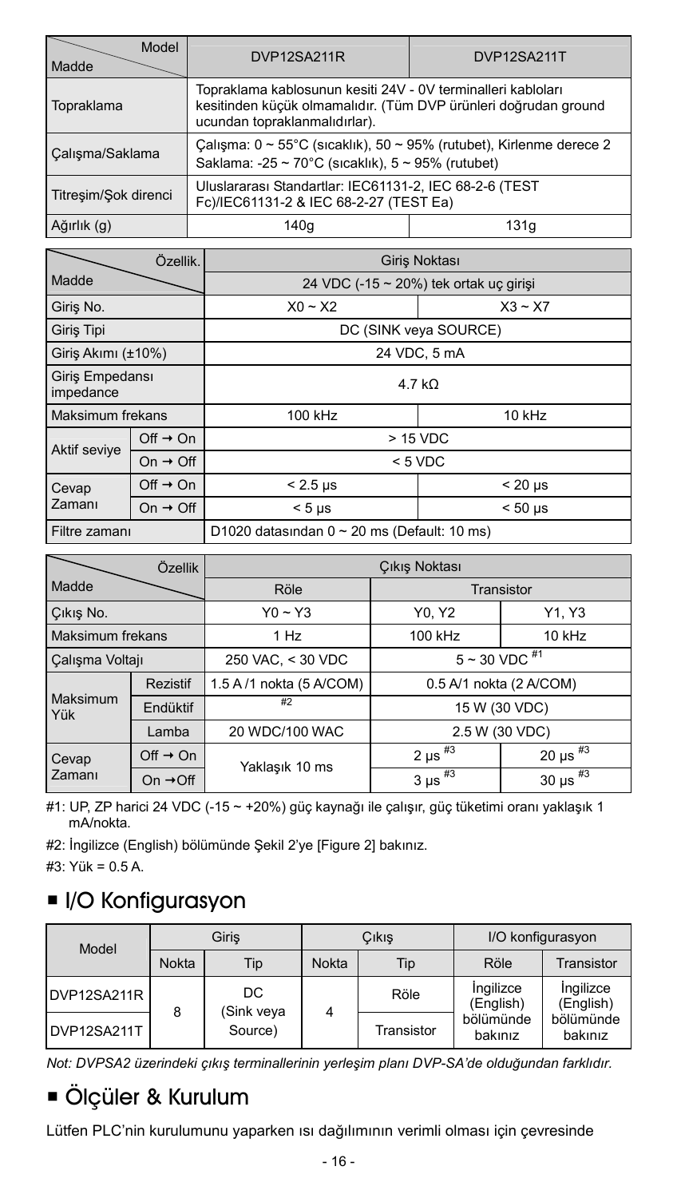| Madde / Model | DVP12SA211R | DVP12SA211T |
|---|---|---|
| Topraklama | Topraklama kablosunun kesiti 24V - 0V terminalleri kabloları kesitinden küçük olmamalıdır. (Tüm DVP ürünleri doğrudan ground ucundan topraklanmalıdırlar). | |
| Çalışma/Saklama | Çalışma: 0 ~ 55°C (sıcaklık), 50 ~ 95% (rutubet), Kirlenme derece 2<br>Saklama: -25 ~ 70°C (sıcaklık), 5 ~ 95% (rutubet) | |
| Titreşim/Şok direnci | Uluslararası Standartlar: IEC61131-2, IEC 68-2-6 (TEST Fc)/IEC61131-2 & IEC 68-2-27 (TEST Ea) | |
| Ağırlık (g) | 140g | 131g |

| Madde / Özellik. | | Giriş Noktası | |
|---|---|---|---|
| | | 24 VDC (-15 ~ 20%) tek ortak uç girişi | |
| Giriş No. | | X0 ~ X2 | X3 ~ X7 |
| Giriş Tipi | | DC (SINK veya SOURCE) | |
| Giriş Akımı (±10%) | | 24 VDC, 5 mA | |
| Giriş Empedansı impedance | | 4.7 kΩ | |
| Maksimum frekans | | 100 kHz | 10 kHz |
| Aktif seviye | Off → On | > 15 VDC | |
| | On → Off | < 5 VDC | |
| Cevap Zamanı | Off → On | < 2.5 μs | < 20 μs |
| | On → Off | < 5 μs | < 50 μs |
| Filtre zamanı | | D1020 datasından 0 ~ 20 ms (Default: 10 ms) | |

| Madde / Özellik | | Çıkış Noktası | | |
|---|---|---|---|---|
| | | Röle | Transistor | |
| Çıkış No. | | Y0 ~ Y3 | Y0, Y2 | Y1, Y3 |
| Maksimum frekans | | 1 Hz | 100 kHz | 10 kHz |
| Çalışma Voltajı | | 250 VAC, < 30 VDC | 5 ~ 30 VDC #1 | |
| Maksimum Yük | Rezistif | 1.5 A /1 nokta (5 A/COM) | 0.5 A/1 nokta (2 A/COM) | |
| | Endüktif | #2 | 15 W (30 VDC) | |
| | Lamba | 20 WDC/100 WAC | 2.5 W (30 VDC) | |
| Cevap Zamanı | Off → On | Yaklaşık 10 ms | 2 μs #3 | 20 μs #3 |
| | On → Off | | 3 μs #3 | 30 μs #3 |

#1: UP, ZP harici 24 VDC (-15 ~ +20%) güç kaynağı ile çalışır, güç tüketimi oranı yaklaşık 1 mA/nokta.

#2: İngilizce (English) bölümünde Şekil 2'ye [Figure 2] bakınız.

#3: Yük = 0.5 A.

## I/O Konfigurasyon

| Model | Giriş | | Çıkış | | I/O konfigurasyon | |
|---|---|---|---|---|---|---|
| | Nokta | Tip | Nokta | Tip | Röle | Transistor |
| DVP12SA211R | 8 | DC (Sink veya Source) | 4 | Röle | İngilizce (English) bölümünde bakınız | İngilizce (English) bölümünde bakınız |
| DVP12SA211T | | | | Transistor | | |

*Not: DVPSA2 üzerindeki çıkış terminallerinin yerleşim planı DVP-SA'de olduğundan farklıdır.*

## Ölçüler & Kurulum

Lütfen PLC'nin kurulumunu yaparken ısı dağılımının verimli olması için çevresinde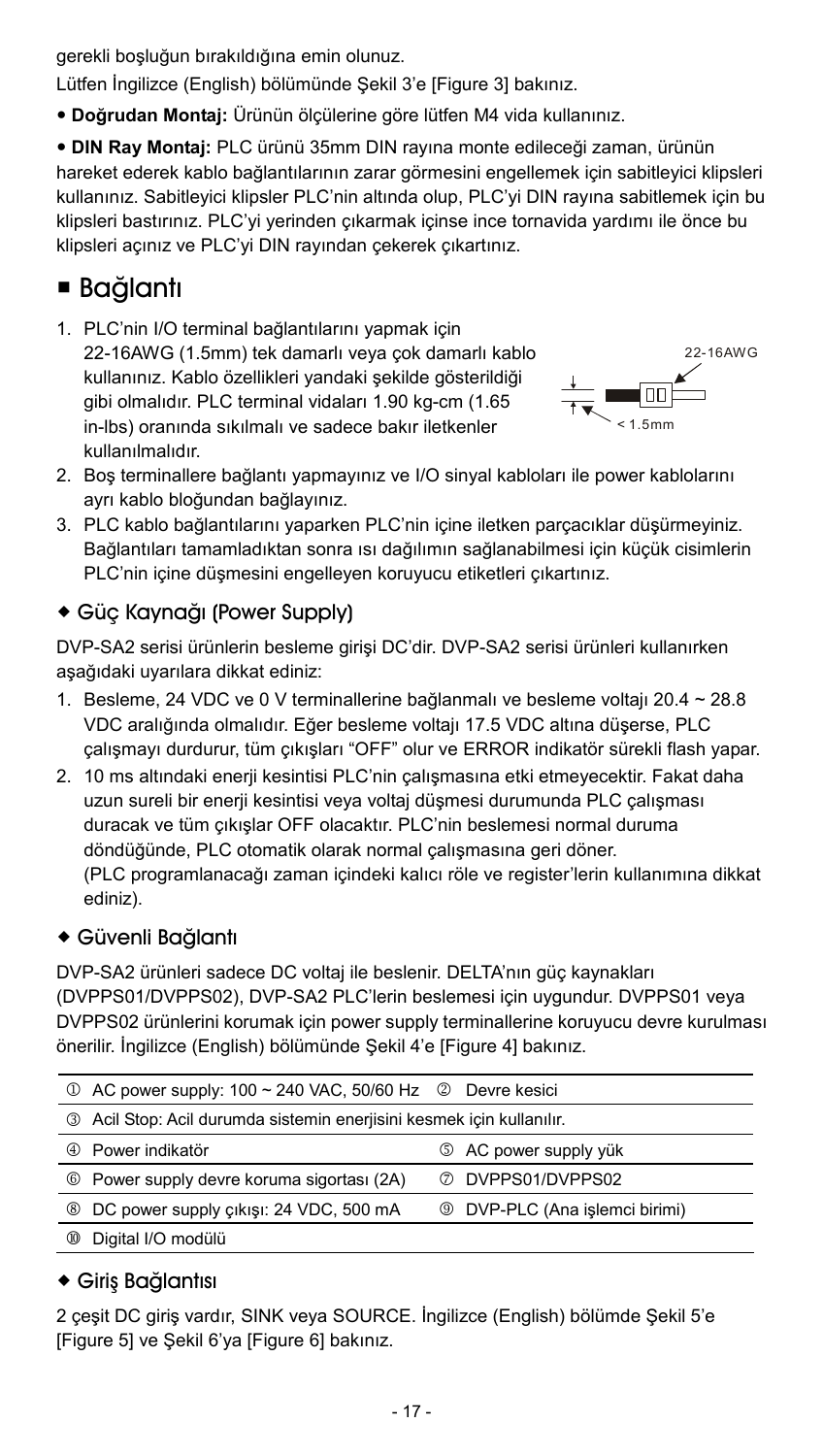gerekli boşluğun bırakıldığına emin olunuz.

Lütfen İngilizce (English) bölümünde Şekil 3'e [Figure 3] bakınız.

- **Doğrudan Montaj:** Ürünün ölçülerine göre lütfen M4 vida kullanınız.
- **DIN Ray Montaj:** PLC ürünü 35mm DIN rayına monte edileceği zaman, ürünün hareket ederek kablo bağlantılarının zarar görmesini engellemek için sabitleyici klipsleri kullanınız. Sabitleyici klipsler PLC'nin altında olup, PLC'yi DIN rayına sabitlemek için bu klipsleri bastırınız. PLC'yi yerinden çıkarmak içinse ince tornavida yardımı ile önce bu klipsleri açınız ve PLC'yi DIN rayından çekerek çıkartınız.

## ■ Bağlantı

1. PLC'nin I/O terminal bağlantılarını yapmak için 22-16AWG (1.5mm) tek damarlı veya çok damarlı kablo kullanınız. Kablo özellikleri yandaki şekilde gösterildiği gibi olmalıdır. PLC terminal vidaları 1.90 kg-cm (1.65 in-lbs) oranında sıkılmalı ve sadece bakır iletkenler kullanılmalıdır.

   22-16AWG
   < 1.5mm

2. Boş terminallere bağlantı yapmayınız ve I/O sinyal kabloları ile power kablolarını ayrı kablo bloğundan bağlayınız.
3. PLC kablo bağlantılarını yaparken PLC'nin içine iletken parçacıklar düşürmeyiniz. Bağlantıları tamamladıktan sonra ısı dağılımın sağlanabilmesi için küçük cisimlerin PLC'nin içine düşmesini engelleyen koruyucu etiketleri çıkartınız.

### ◆ Güç Kaynağı (Power Supply)

DVP-SA2 serisi ürünlerin besleme girişi DC'dir. DVP-SA2 serisi ürünleri kullanırken aşağıdaki uyarılara dikkat ediniz:

1. Besleme, 24 VDC ve 0 V terminallerine bağlanmalı ve besleme voltajı 20.4 ~ 28.8 VDC aralığında olmalıdır. Eğer besleme voltajı 17.5 VDC altına düşerse, PLC çalışmayı durdurur, tüm çıkışları "OFF" olur ve ERROR indikatör sürekli flash yapar.
2. 10 ms altındaki enerji kesintisi PLC'nin çalışmasına etki etmeyecektir. Fakat daha uzun sureli bir enerji kesintisi veya voltaj düşmesi durumunda PLC çalışması duracak ve tüm çıkışlar OFF olacaktır. PLC'nin beslemesi normal duruma döndüğünde, PLC otomatik olarak normal çalışmasına geri döner. (PLC programlanacağı zaman içindeki kalıcı röle ve register'lerin kullanımına dikkat ediniz).

### ◆ Güvenli Bağlantı

DVP-SA2 ürünleri sadece DC voltaj ile beslenir. DELTA'nın güç kaynakları (DVPPS01/DVPPS02), DVP-SA2 PLC'lerin beslemesi için uygundur. DVPPS01 veya DVPPS02 ürünlerini korumak için power supply terminallerine koruyucu devre kurulması önerilir. İngilizce (English) bölümünde Şekil 4'e [Figure 4] bakınız.

| | |
|---|---|
| ① AC power supply: 100 ~ 240 VAC, 50/60 Hz | ② Devre kesici |
| ③ Acil Stop: Acil durumda sistemin enerjisini kesmek için kullanılır. | |
| ④ Power indikatör | ⑤ AC power supply yük |
| ⑥ Power supply devre koruma sigortası (2A) | ⑦ DVPPS01/DVPPS02 |
| ⑧ DC power supply çıkışı: 24 VDC, 500 mA | ⑨ DVP-PLC (Ana işlemci birimi) |
| ⑩ Digital I/O modülü | |

### ◆ Giriş Bağlantısı

2 çeşit DC giriş vardır, SINK veya SOURCE. İngilizce (English) bölümde Şekil 5'e [Figure 5] ve Şekil 6'ya [Figure 6] bakınız.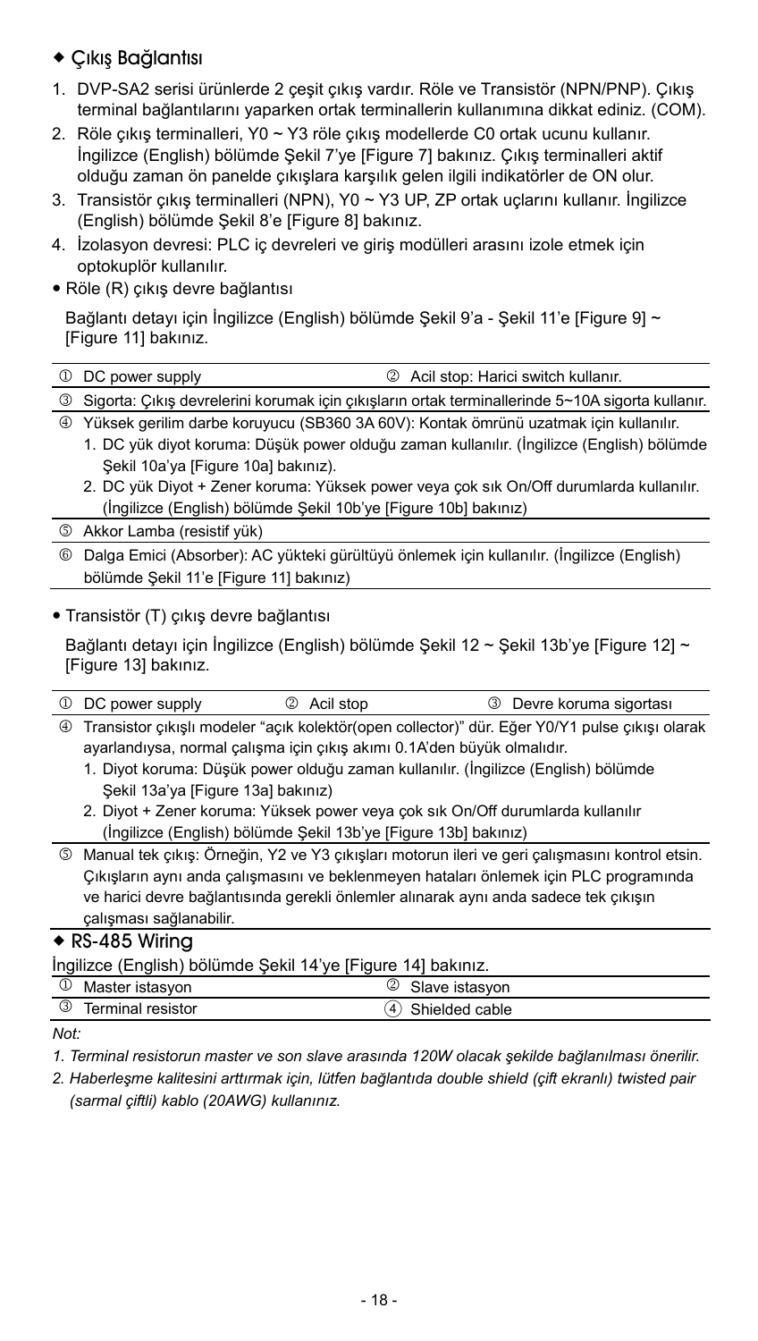### ◆ Çıkış Bağlantısı

1. DVP-SA2 serisi ürünlerde 2 çeşit çıkış vardır. Röle ve Transistör (NPN/PNP). Çıkış terminal bağlantılarını yaparken ortak terminallerin kullanımına dikkat ediniz. (COM).
2. Röle çıkış terminalleri, Y0 ~ Y3 röle çıkış modellerde C0 ortak ucunu kullanır. İngilizce (English) bölümde Şekil 7'ye [Figure 7] bakınız. Çıkış terminalleri aktif olduğu zaman ön panelde çıkışlara karşılık gelen ilgili indikatörler de ON olur.
3. Transistör çıkış terminalleri (NPN), Y0 ~ Y3 UP, ZP ortak uçlarını kullanır. İngilizce (English) bölümde Şekil 8'e [Figure 8] bakınız.
4. İzolasyon devresi: PLC iç devreleri ve giriş modülleri arasını izole etmek için optokuplör kullanılır.

- Röle (R) çıkış devre bağlantısı

Bağlantı detayı için İngilizce (English) bölümde Şekil 9'a - Şekil 11'e [Figure 9] ~ [Figure 11] bakınız.

| | |
|---|---|
| ① DC power supply | ② Acil stop: Harici switch kullanır. |
| ③ Sigorta: Çıkış devrelerini korumak için çıkışların ortak terminallerinde 5~10A sigorta kullanır. | |
| ④ Yüksek gerilim darbe koruyucu (SB360 3A 60V): Kontak ömrünü uzatmak için kullanılır.<br>1. DC yük diyot koruma: Düşük power olduğu zaman kullanılır. (İngilizce (English) bölümde Şekil 10a'ya [Figure 10a] bakınız).<br>2. DC yük Diyot + Zener koruma: Yüksek power veya çok sık On/Off durumlarda kullanılır. (İngilizce (English) bölümde Şekil 10b'ye [Figure 10b] bakınız) | |
| ⑤ Akkor Lamba (resistif yük) | |
| ⑥ Dalga Emici (Absorber): AC yükteki gürültüyü önlemek için kullanılır. (İngilizce (English) bölümde Şekil 11'e [Figure 11] bakınız) | |

- Transistör (T) çıkış devre bağlantısı

Bağlantı detayı için İngilizce (English) bölümde Şekil 12 ~ Şekil 13b'ye [Figure 12] ~ [Figure 13] bakınız.

| | | |
|---|---|---|
| ① DC power supply | ② Acil stop | ③ Devre koruma sigortası |
| ④ Transistor çıkışlı modeler "açık kolektör(open collector)" dür. Eğer Y0/Y1 pulse çıkışı olarak ayarlandıysa, normal çalışma için çıkış akımı 0.1A'den büyük olmalıdır.<br>1. Diyot koruma: Düşük power olduğu zaman kullanılır. (İngilizce (English) bölümde Şekil 13a'ya [Figure 13a] bakınız)<br>2. Diyot + Zener koruma: Yüksek power veya çok sık On/Off durumlarda kullanılır (İngilizce (English) bölümde Şekil 13b'ye [Figure 13b] bakınız) | | |
| ⑤ Manual tek çıkış: Örneğin, Y2 ve Y3 çıkışları motorun ileri ve geri çalışmasını kontrol etsin. Çıkışların aynı anda çalışmasını ve beklenmeyen hataları önlemek için PLC programında ve harici devre bağlantısında gerekli önlemler alınarak aynı anda sadece tek çıkışın çalışması sağlanabilir. | | |

### ◆ RS-485 Wiring

İngilizce (English) bölümde Şekil 14'ye [Figure 14] bakınız.

| | |
|---|---|
| ① Master istasyon | ② Slave istasyon |
| ③ Terminal resistor | ④ Shielded cable |

*Not:*

*1. Terminal resistorun master ve son slave arasında 120W olacak şekilde bağlanılması önerilir.*

*2. Haberleşme kalitesini arttırmak için, lütfen bağlantıda double shield (çift ekranlı) twisted pair (sarmal çiftli) kablo (20AWG) kullanınız.*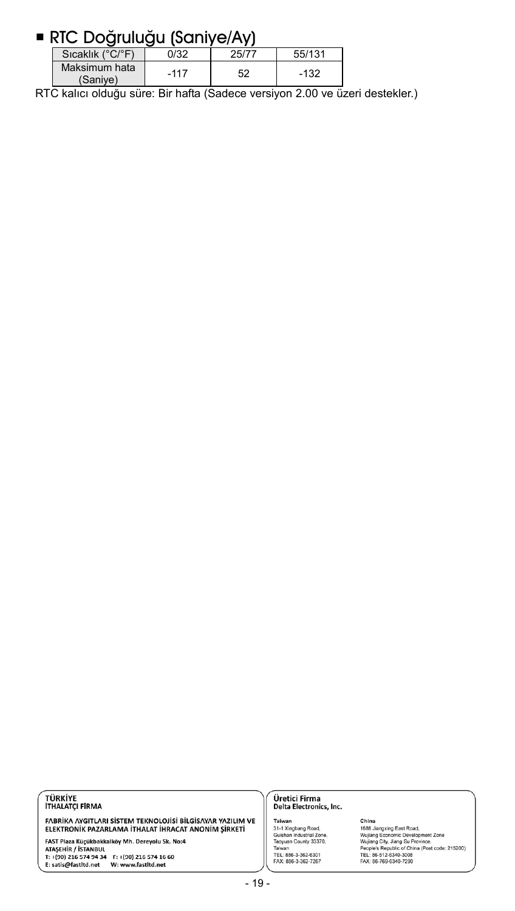## RTC Doğruluğu (Saniye/Ay)

| Sıcaklık (°C/°F) | 0/32 | 25/77 | 55/131 |
|---|---|---|---|
| Maksimum hata (Saniye) | -117 | 52 | -132 |

RTC kalıcı olduğu süre: Bir hafta (Sadece versiyon 2.00 ve üzeri destekler.)

**TÜRKİYE**
**İTHALATÇI FİRMA**

**FABRİKA AYGITLARI SİSTEM TEKNOLOJİSİ BİLGİSAYAR YAZILIM VE ELEKTRONİK PAZARLAMA İTHALAT İHRACAT ANONİM ŞİRKETİ**

**FAST Plaza Küçükbakkalköy Mh. Dereyolu Sk. No:4**
**ATAŞEHİR / İSTANBUL**
**T: +(90) 216 574 94 34 F: +(90) 216 574 16 60**
**E: satis@fastltd.net W: www.fastltd.net**

**Üretici Firma**
**Delta Electronics, Inc.**

**Taiwan**
31-1 Xingbang Road,
Guishan Industrial Zone,
Taoyuan County 33370,
Taiwan
TEL: 886-3-362-6301
FAX: 886-3-362-7267

**China**
1688 Jiangxing East Road,
Wujiang Economic Development Zone
Wujiang City, Jiang Su Province,
People's Republic of China (Post code: 215200)
TEL: 86-512-6340-3008
FAX: 86-769-6340-7290